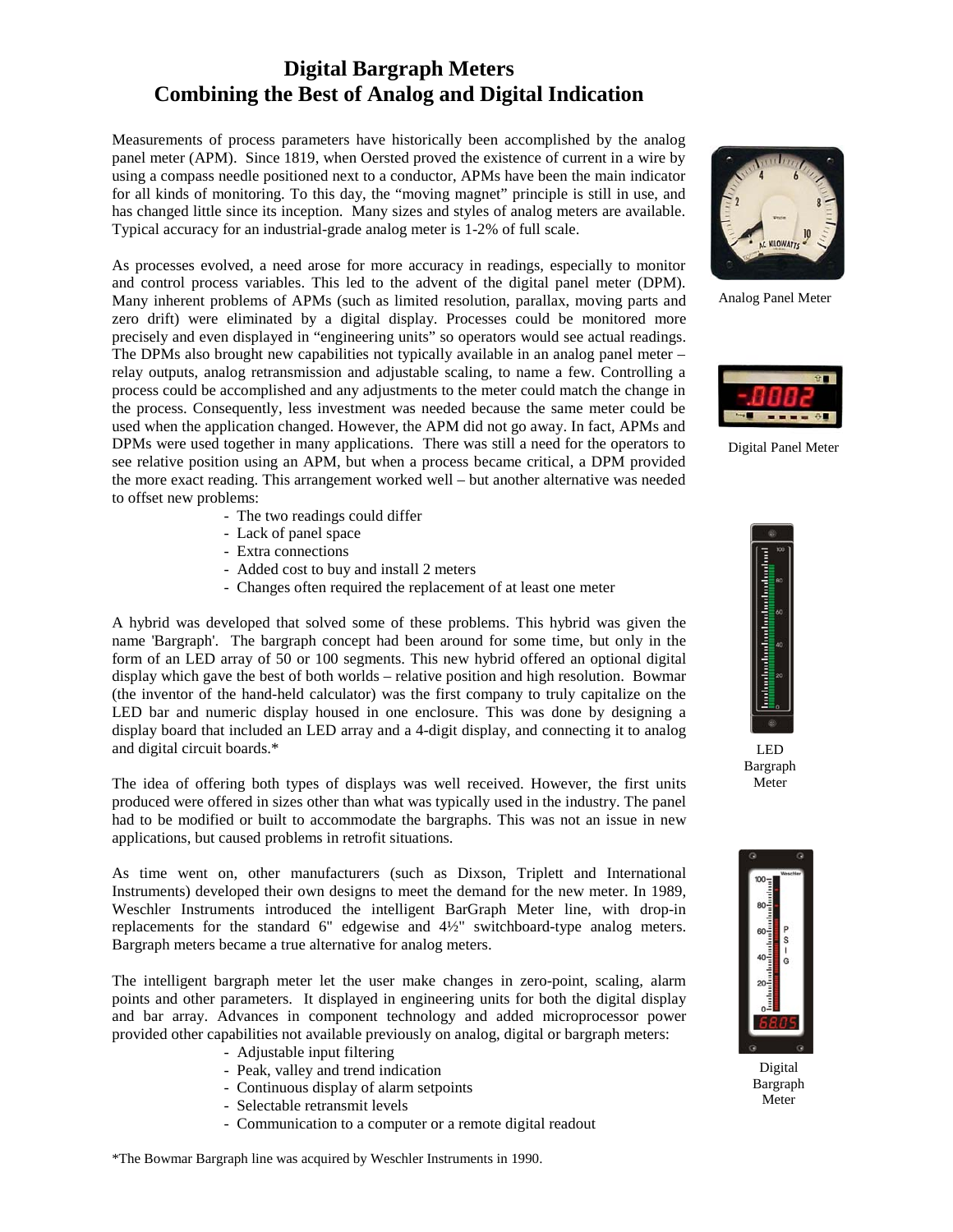# Digital Bargraph Meters
# Combining the Best of Analog and Digital Indication

Measurements of process parameters have historically been accomplished by the analog panel meter (APM). Since 1819, when Oersted proved the existence of current in a wire by using a compass needle positioned next to a conductor, APMs have been the main indicator for all kinds of monitoring. To this day, the "moving magnet" principle is still in use, and has changed little since its inception. Many sizes and styles of analog meters are available. Typical accuracy for an industrial-grade analog meter is 1-2% of full scale.

Analog Panel Meter

As processes evolved, a need arose for more accuracy in readings, especially to monitor and control process variables. This led to the advent of the digital panel meter (DPM). Many inherent problems of APMs (such as limited resolution, parallax, moving parts and zero drift) were eliminated by a digital display. Processes could be monitored more precisely and even displayed in "engineering units" so operators would see actual readings. The DPMs also brought new capabilities not typically available in an analog panel meter – relay outputs, analog retransmission and adjustable scaling, to name a few. Controlling a process could be accomplished and any adjustments to the meter could match the change in the process. Consequently, less investment was needed because the same meter could be used when the application changed. However, the APM did not go away. In fact, APMs and DPMs were used together in many applications. There was still a need for the operators to see relative position using an APM, but when a process became critical, a DPM provided the more exact reading. This arrangement worked well – but another alternative was needed to offset new problems:

Digital Panel Meter

- The two readings could differ
- Lack of panel space
- Extra connections
- Added cost to buy and install 2 meters
- Changes often required the replacement of at least one meter

A hybrid was developed that solved some of these problems. This hybrid was given the name 'Bargraph'. The bargraph concept had been around for some time, but only in the form of an LED array of 50 or 100 segments. This new hybrid offered an optional digital display which gave the best of both worlds – relative position and high resolution. Bowmar (the inventor of the hand-held calculator) was the first company to truly capitalize on the LED bar and numeric display housed in one enclosure. This was done by designing a display board that included an LED array and a 4-digit display, and connecting it to analog and digital circuit boards.*

LED Bargraph Meter

The idea of offering both types of displays was well received. However, the first units produced were offered in sizes other than what was typically used in the industry. The panel had to be modified or built to accommodate the bargraphs. This was not an issue in new applications, but caused problems in retrofit situations.

As time went on, other manufacturers (such as Dixson, Triplett and International Instruments) developed their own designs to meet the demand for the new meter. In 1989, Weschler Instruments introduced the intelligent BarGraph Meter line, with drop-in replacements for the standard 6" edgewise and 4½" switchboard-type analog meters. Bargraph meters became a true alternative for analog meters.

The intelligent bargraph meter let the user make changes in zero-point, scaling, alarm points and other parameters. It displayed in engineering units for both the digital display and bar array. Advances in component technology and added microprocessor power provided other capabilities not available previously on analog, digital or bargraph meters:

- Adjustable input filtering
- Peak, valley and trend indication
- Continuous display of alarm setpoints
- Selectable retransmit levels
- Communication to a computer or a remote digital readout

Digital Bargraph Meter

*The Bowmar Bargraph line was acquired by Weschler Instruments in 1990.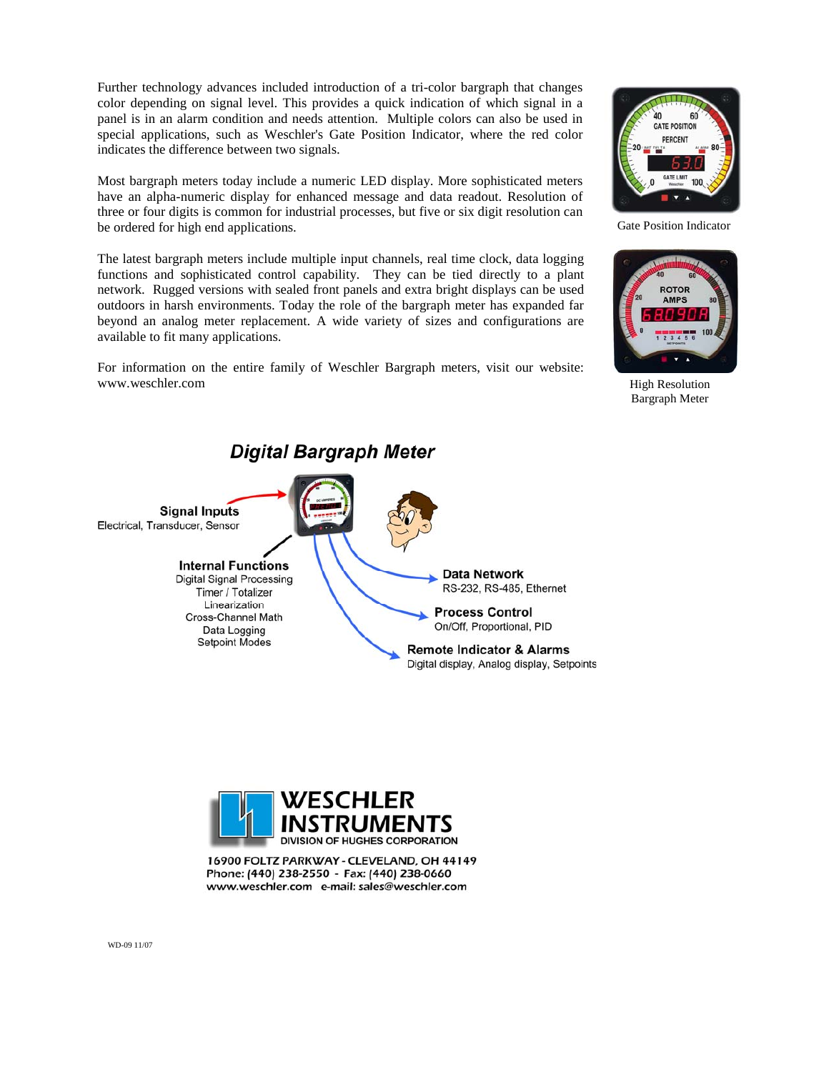Further technology advances included introduction of a tri-color bargraph that changes color depending on signal level. This provides a quick indication of which signal in a panel is in an alarm condition and needs attention. Multiple colors can also be used in special applications, such as Weschler's Gate Position Indicator, where the red color indicates the difference between two signals.

Most bargraph meters today include a numeric LED display. More sophisticated meters have an alpha-numeric display for enhanced message and data readout. Resolution of three or four digits is common for industrial processes, but five or six digit resolution can be ordered for high end applications.

The latest bargraph meters include multiple input channels, real time clock, data logging functions and sophisticated control capability. They can be tied directly to a plant network. Rugged versions with sealed front panels and extra bright displays can be used outdoors in harsh environments. Today the role of the bargraph meter has expanded far beyond an analog meter replacement. A wide variety of sizes and configurations are available to fit many applications.

For information on the entire family of Weschler Bargraph meters, visit our website: www.weschler.com

Gate Position Indicator

High Resolution Bargraph Meter

## Digital Bargraph Meter

**Signal Inputs**
Electrical, Transducer, Sensor

**Internal Functions**
Digital Signal Processing
Timer / Totalizer
Linearization
Cross-Channel Math
Data Logging
Setpoint Modes

**Data Network**
RS-232, RS-485, Ethernet

**Process Control**
On/Off, Proportional, PID

**Remote Indicator & Alarms**
Digital display, Analog display, Setpoints

**WESCHLER INSTRUMENTS**
DIVISION OF HUGHES CORPORATION

16900 FOLTZ PARKWAY - CLEVELAND, OH 44149
Phone: (440) 238-2550 - Fax: (440) 238-0660
www.weschler.com e-mail: sales@weschler.com

WD-09 11/07